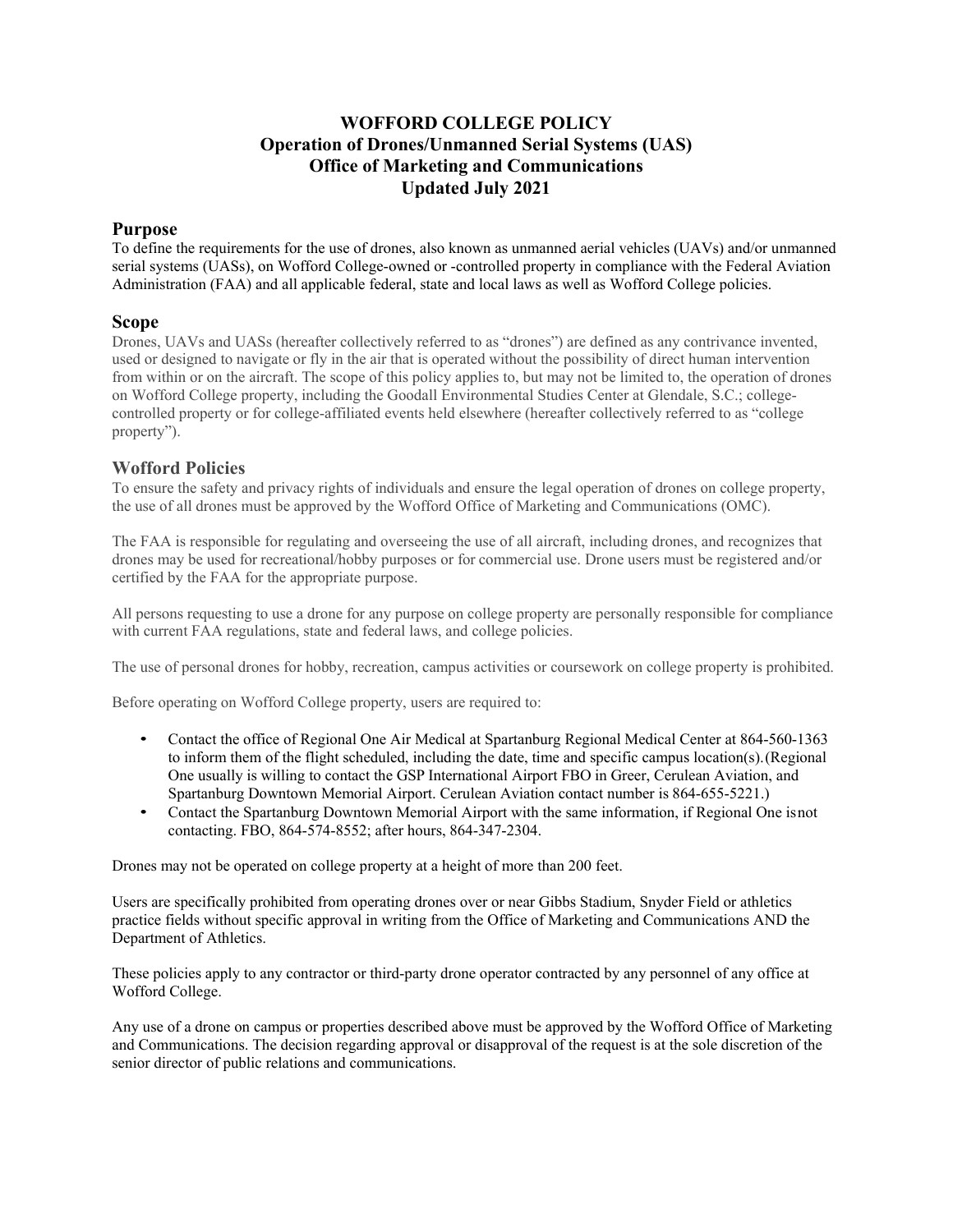# WOFFORD COLLEGE POLICY
# Operation of Drones/Unmanned Serial Systems (UAS)
# Office of Marketing and Communications
# Updated July 2021

## Purpose

To define the requirements for the use of drones, also known as unmanned aerial vehicles (UAVs) and/or unmanned serial systems (UASs), on Wofford College-owned or -controlled property in compliance with the Federal Aviation Administration (FAA) and all applicable federal, state and local laws as well as Wofford College policies.

## Scope

Drones, UAVs and UASs (hereafter collectively referred to as "drones") are defined as any contrivance invented, used or designed to navigate or fly in the air that is operated without the possibility of direct human intervention from within or on the aircraft. The scope of this policy applies to, but may not be limited to, the operation of drones on Wofford College property, including the Goodall Environmental Studies Center at Glendale, S.C.; college-controlled property or for college-affiliated events held elsewhere (hereafter collectively referred to as "college property").

## Wofford Policies

To ensure the safety and privacy rights of individuals and ensure the legal operation of drones on college property, the use of all drones must be approved by the Wofford Office of Marketing and Communications (OMC).

The FAA is responsible for regulating and overseeing the use of all aircraft, including drones, and recognizes that drones may be used for recreational/hobby purposes or for commercial use. Drone users must be registered and/or certified by the FAA for the appropriate purpose.

All persons requesting to use a drone for any purpose on college property are personally responsible for compliance with current FAA regulations, state and federal laws, and college policies.

The use of personal drones for hobby, recreation, campus activities or coursework on college property is prohibited.

Before operating on Wofford College property, users are required to:

- Contact the office of Regional One Air Medical at Spartanburg Regional Medical Center at 864-560-1363 to inform them of the flight scheduled, including the date, time and specific campus location(s). (Regional One usually is willing to contact the GSP International Airport FBO in Greer, Cerulean Aviation, and Spartanburg Downtown Memorial Airport. Cerulean Aviation contact number is 864-655-5221.)
- Contact the Spartanburg Downtown Memorial Airport with the same information, if Regional One is not contacting. FBO, 864-574-8552; after hours, 864-347-2304.

Drones may not be operated on college property at a height of more than 200 feet.

Users are specifically prohibited from operating drones over or near Gibbs Stadium, Snyder Field or athletics practice fields without specific approval in writing from the Office of Marketing and Communications AND the Department of Athletics.

These policies apply to any contractor or third-party drone operator contracted by any personnel of any office at Wofford College.

Any use of a drone on campus or properties described above must be approved by the Wofford Office of Marketing and Communications. The decision regarding approval or disapproval of the request is at the sole discretion of the senior director of public relations and communications.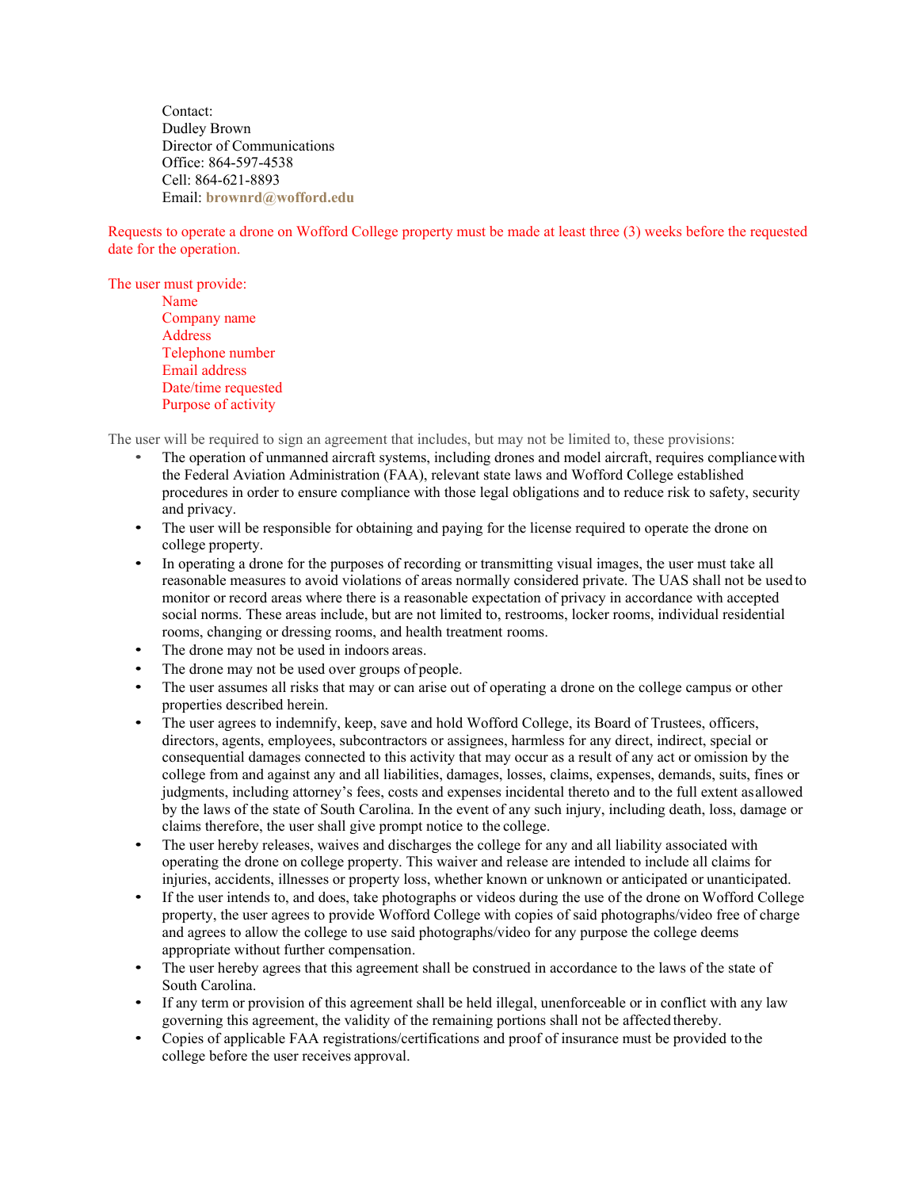Contact:
Dudley Brown
Director of Communications
Office: 864-597-4538
Cell: 864-621-8893
Email: **brownrd@wofford.edu**

Requests to operate a drone on Wofford College property must be made at least three (3) weeks before the requested date for the operation.

The user must provide:

- Name
- Company name
- Address
- Telephone number
- Email address
- Date/time requested
- Purpose of activity

The user will be required to sign an agreement that includes, but may not be limited to, these provisions:

- The operation of unmanned aircraft systems, including drones and model aircraft, requires compliance with the Federal Aviation Administration (FAA), relevant state laws and Wofford College established procedures in order to ensure compliance with those legal obligations and to reduce risk to safety, security and privacy.
- The user will be responsible for obtaining and paying for the license required to operate the drone on college property.
- In operating a drone for the purposes of recording or transmitting visual images, the user must take all reasonable measures to avoid violations of areas normally considered private. The UAS shall not be used to monitor or record areas where there is a reasonable expectation of privacy in accordance with accepted social norms. These areas include, but are not limited to, restrooms, locker rooms, individual residential rooms, changing or dressing rooms, and health treatment rooms.
- The drone may not be used in indoors areas.
- The drone may not be used over groups of people.
- The user assumes all risks that may or can arise out of operating a drone on the college campus or other properties described herein.
- The user agrees to indemnify, keep, save and hold Wofford College, its Board of Trustees, officers, directors, agents, employees, subcontractors or assignees, harmless for any direct, indirect, special or consequential damages connected to this activity that may occur as a result of any act or omission by the college from and against any and all liabilities, damages, losses, claims, expenses, demands, suits, fines or judgments, including attorney's fees, costs and expenses incidental thereto and to the full extent as allowed by the laws of the state of South Carolina. In the event of any such injury, including death, loss, damage or claims therefore, the user shall give prompt notice to the college.
- The user hereby releases, waives and discharges the college for any and all liability associated with operating the drone on college property. This waiver and release are intended to include all claims for injuries, accidents, illnesses or property loss, whether known or unknown or anticipated or unanticipated.
- If the user intends to, and does, take photographs or videos during the use of the drone on Wofford College property, the user agrees to provide Wofford College with copies of said photographs/video free of charge and agrees to allow the college to use said photographs/video for any purpose the college deems appropriate without further compensation.
- The user hereby agrees that this agreement shall be construed in accordance to the laws of the state of South Carolina.
- If any term or provision of this agreement shall be held illegal, unenforceable or in conflict with any law governing this agreement, the validity of the remaining portions shall not be affected thereby.
- Copies of applicable FAA registrations/certifications and proof of insurance must be provided to the college before the user receives approval.